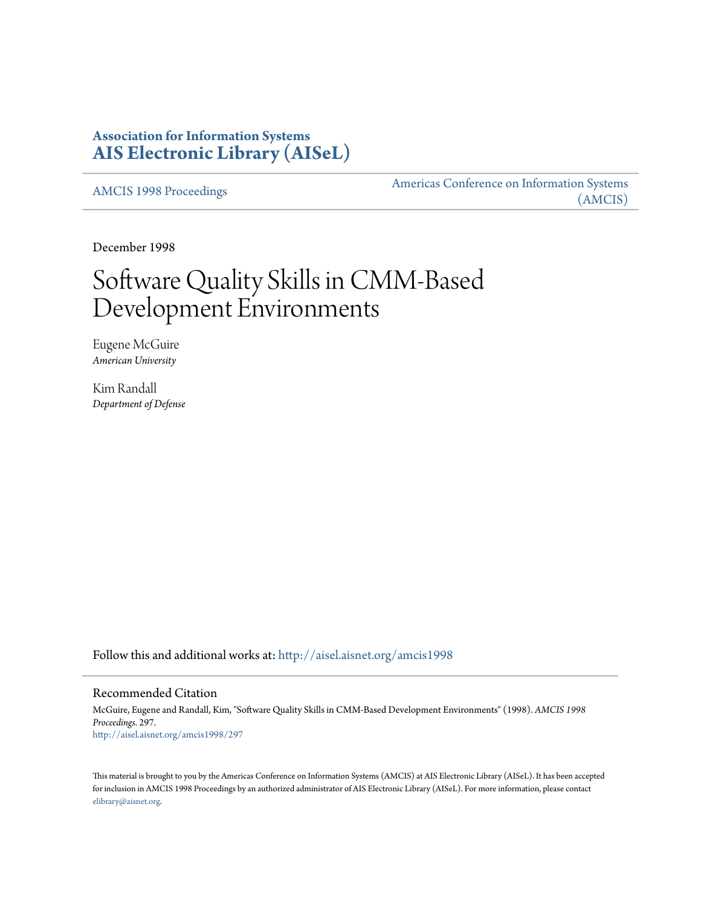**Association for Information Systems**
**AIS Electronic Library (AISeL)**

AMCIS 1998 Proceedings

Americas Conference on Information Systems (AMCIS)

December 1998

# Software Quality Skills in CMM-Based Development Environments

Eugene McGuire
*American University*

Kim Randall
*Department of Defense*

Follow this and additional works at: http://aisel.aisnet.org/amcis1998

## Recommended Citation

McGuire, Eugene and Randall, Kim, "Software Quality Skills in CMM-Based Development Environments" (1998). *AMCIS 1998 Proceedings*. 297.
http://aisel.aisnet.org/amcis1998/297

This material is brought to you by the Americas Conference on Information Systems (AMCIS) at AIS Electronic Library (AISeL). It has been accepted for inclusion in AMCIS 1998 Proceedings by an authorized administrator of AIS Electronic Library (AISeL). For more information, please contact elibrary@aisnet.org.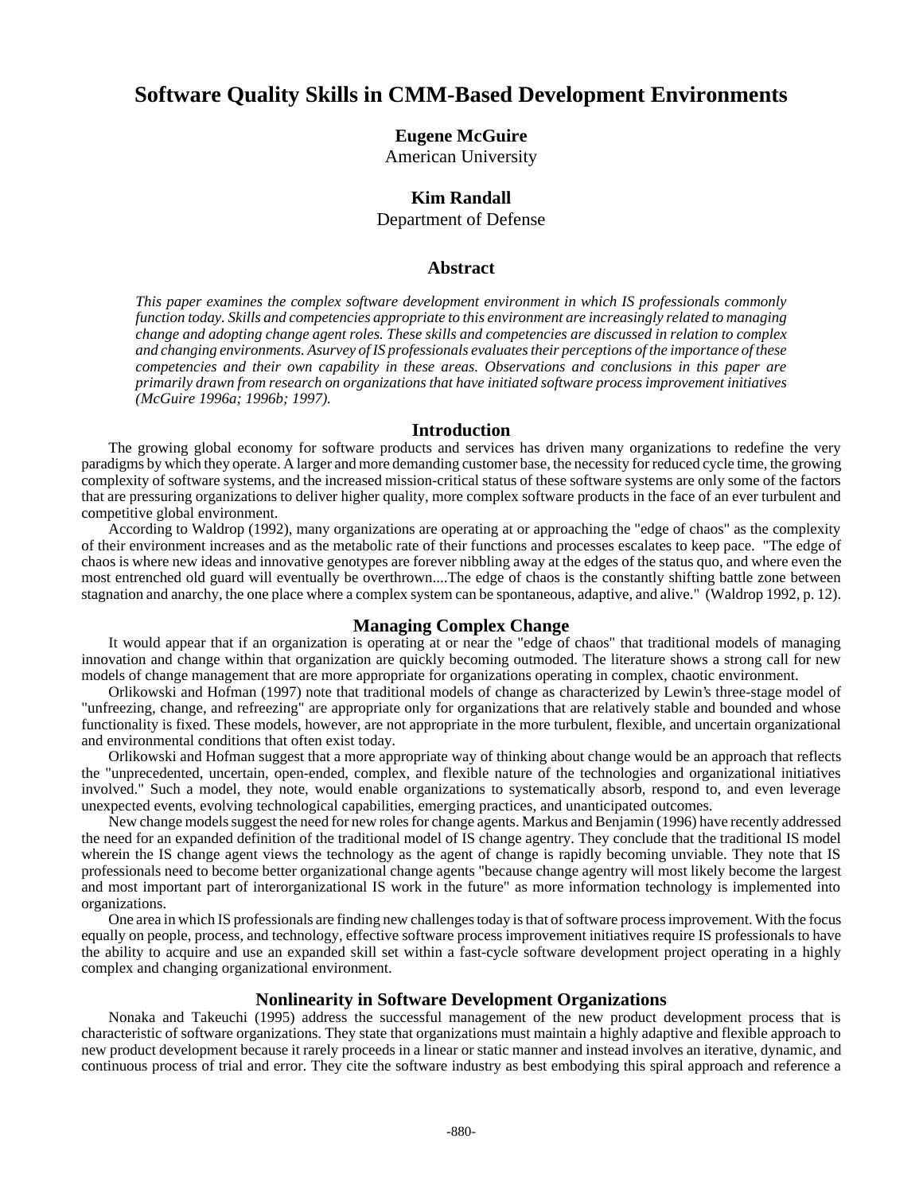# Software Quality Skills in CMM-Based Development Environments

**Eugene McGuire**
American University

**Kim Randall**
Department of Defense

## Abstract

*This paper examines the complex software development environment in which IS professionals commonly function today. Skills and competencies appropriate to this environment are increasingly related to managing change and adopting change agent roles. These skills and competencies are discussed in relation to complex and changing environments. A survey of IS professionals evaluates their perceptions of the importance of these competencies and their own capability in these areas. Observations and conclusions in this paper are primarily drawn from research on organizations that have initiated software process improvement initiatives (McGuire 1996a; 1996b; 1997).*

## Introduction

The growing global economy for software products and services has driven many organizations to redefine the very paradigms by which they operate. A larger and more demanding customer base, the necessity for reduced cycle time, the growing complexity of software systems, and the increased mission-critical status of these software systems are only some of the factors that are pressuring organizations to deliver higher quality, more complex software products in the face of an ever turbulent and competitive global environment.

According to Waldrop (1992), many organizations are operating at or approaching the "edge of chaos" as the complexity of their environment increases and as the metabolic rate of their functions and processes escalates to keep pace. "The edge of chaos is where new ideas and innovative genotypes are forever nibbling away at the edges of the status quo, and where even the most entrenched old guard will eventually be overthrown....The edge of chaos is the constantly shifting battle zone between stagnation and anarchy, the one place where a complex system can be spontaneous, adaptive, and alive." (Waldrop 1992, p. 12).

## Managing Complex Change

It would appear that if an organization is operating at or near the "edge of chaos" that traditional models of managing innovation and change within that organization are quickly becoming outmoded. The literature shows a strong call for new models of change management that are more appropriate for organizations operating in complex, chaotic environment.

Orlikowski and Hofman (1997) note that traditional models of change as characterized by Lewin's three-stage model of "unfreezing, change, and refreezing" are appropriate only for organizations that are relatively stable and bounded and whose functionality is fixed. These models, however, are not appropriate in the more turbulent, flexible, and uncertain organizational and environmental conditions that often exist today.

Orlikowski and Hofman suggest that a more appropriate way of thinking about change would be an approach that reflects the "unprecedented, uncertain, open-ended, complex, and flexible nature of the technologies and organizational initiatives involved." Such a model, they note, would enable organizations to systematically absorb, respond to, and even leverage unexpected events, evolving technological capabilities, emerging practices, and unanticipated outcomes.

New change models suggest the need for new roles for change agents. Markus and Benjamin (1996) have recently addressed the need for an expanded definition of the traditional model of IS change agentry. They conclude that the traditional IS model wherein the IS change agent views the technology as the agent of change is rapidly becoming unviable. They note that IS professionals need to become better organizational change agents "because change agentry will most likely become the largest and most important part of interorganizational IS work in the future" as more information technology is implemented into organizations.

One area in which IS professionals are finding new challenges today is that of software process improvement. With the focus equally on people, process, and technology, effective software process improvement initiatives require IS professionals to have the ability to acquire and use an expanded skill set within a fast-cycle software development project operating in a highly complex and changing organizational environment.

## Nonlinearity in Software Development Organizations

Nonaka and Takeuchi (1995) address the successful management of the new product development process that is characteristic of software organizations. They state that organizations must maintain a highly adaptive and flexible approach to new product development because it rarely proceeds in a linear or static manner and instead involves an iterative, dynamic, and continuous process of trial and error. They cite the software industry as best embodying this spiral approach and reference a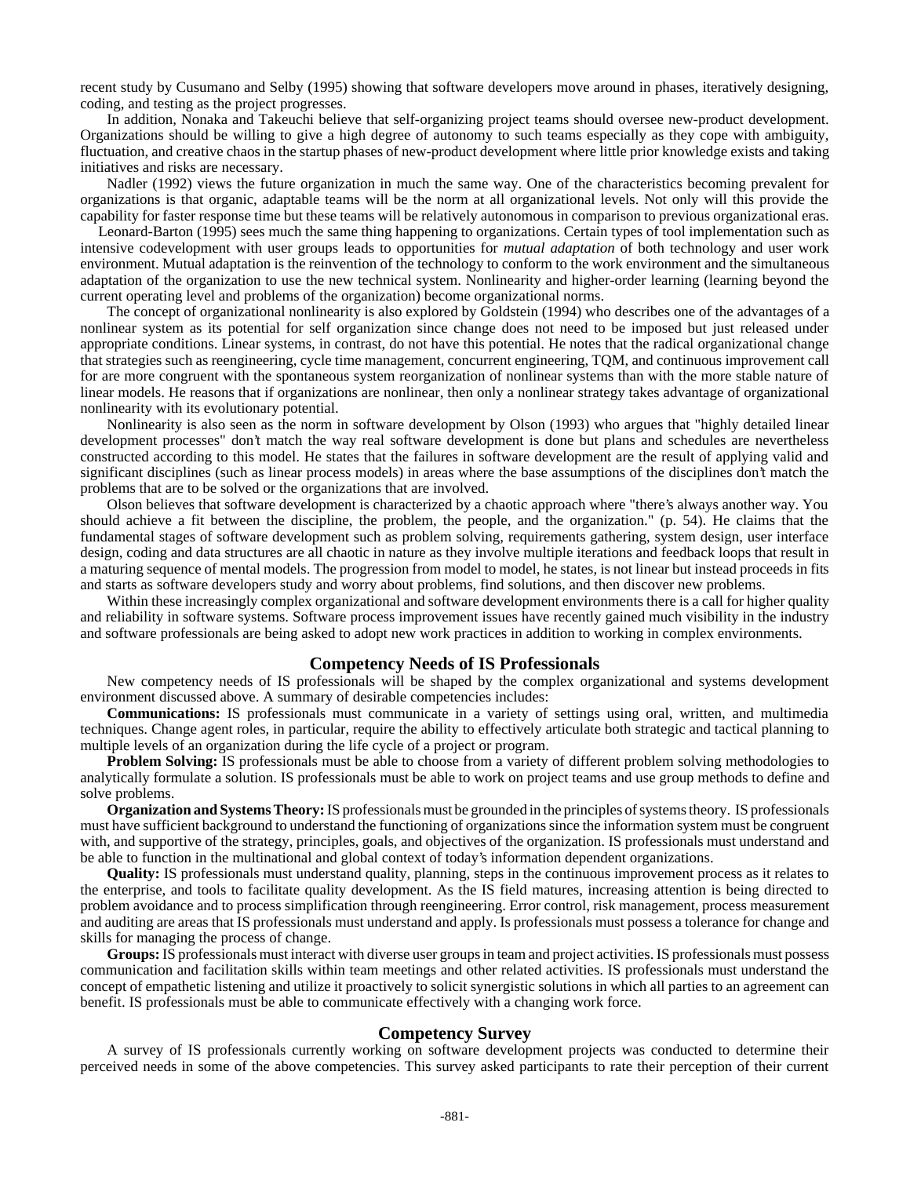recent study by Cusumano and Selby (1995) showing that software developers move around in phases, iteratively designing, coding, and testing as the project progresses.

In addition, Nonaka and Takeuchi believe that self-organizing project teams should oversee new-product development. Organizations should be willing to give a high degree of autonomy to such teams especially as they cope with ambiguity, fluctuation, and creative chaos in the startup phases of new-product development where little prior knowledge exists and taking initiatives and risks are necessary.

Nadler (1992) views the future organization in much the same way. One of the characteristics becoming prevalent for organizations is that organic, adaptable teams will be the norm at all organizational levels. Not only will this provide the capability for faster response time but these teams will be relatively autonomous in comparison to previous organizational eras.

Leonard-Barton (1995) sees much the same thing happening to organizations. Certain types of tool implementation such as intensive codevelopment with user groups leads to opportunities for *mutual adaptation* of both technology and user work environment. Mutual adaptation is the reinvention of the technology to conform to the work environment and the simultaneous adaptation of the organization to use the new technical system. Nonlinearity and higher-order learning (learning beyond the current operating level and problems of the organization) become organizational norms.

The concept of organizational nonlinearity is also explored by Goldstein (1994) who describes one of the advantages of a nonlinear system as its potential for self organization since change does not need to be imposed but just released under appropriate conditions. Linear systems, in contrast, do not have this potential. He notes that the radical organizational change that strategies such as reengineering, cycle time management, concurrent engineering, TQM, and continuous improvement call for are more congruent with the spontaneous system reorganization of nonlinear systems than with the more stable nature of linear models. He reasons that if organizations are nonlinear, then only a nonlinear strategy takes advantage of organizational nonlinearity with its evolutionary potential.

Nonlinearity is also seen as the norm in software development by Olson (1993) who argues that "highly detailed linear development processes" don't match the way real software development is done but plans and schedules are nevertheless constructed according to this model. He states that the failures in software development are the result of applying valid and significant disciplines (such as linear process models) in areas where the base assumptions of the disciplines don't match the problems that are to be solved or the organizations that are involved.

Olson believes that software development is characterized by a chaotic approach where "there's always another way. You should achieve a fit between the discipline, the problem, the people, and the organization." (p. 54). He claims that the fundamental stages of software development such as problem solving, requirements gathering, system design, user interface design, coding and data structures are all chaotic in nature as they involve multiple iterations and feedback loops that result in a maturing sequence of mental models. The progression from model to model, he states, is not linear but instead proceeds in fits and starts as software developers study and worry about problems, find solutions, and then discover new problems.

Within these increasingly complex organizational and software development environments there is a call for higher quality and reliability in software systems. Software process improvement issues have recently gained much visibility in the industry and software professionals are being asked to adopt new work practices in addition to working in complex environments.

## Competency Needs of IS Professionals

New competency needs of IS professionals will be shaped by the complex organizational and systems development environment discussed above. A summary of desirable competencies includes:

**Communications:** IS professionals must communicate in a variety of settings using oral, written, and multimedia techniques. Change agent roles, in particular, require the ability to effectively articulate both strategic and tactical planning to multiple levels of an organization during the life cycle of a project or program.

**Problem Solving:** IS professionals must be able to choose from a variety of different problem solving methodologies to analytically formulate a solution. IS professionals must be able to work on project teams and use group methods to define and solve problems.

**Organization and Systems Theory:** IS professionals must be grounded in the principles of systems theory. IS professionals must have sufficient background to understand the functioning of organizations since the information system must be congruent with, and supportive of the strategy, principles, goals, and objectives of the organization. IS professionals must understand and be able to function in the multinational and global context of today's information dependent organizations.

**Quality:** IS professionals must understand quality, planning, steps in the continuous improvement process as it relates to the enterprise, and tools to facilitate quality development. As the IS field matures, increasing attention is being directed to problem avoidance and to process simplification through reengineering. Error control, risk management, process measurement and auditing are areas that IS professionals must understand and apply. Is professionals must possess a tolerance for change and skills for managing the process of change.

**Groups:** IS professionals must interact with diverse user groups in team and project activities. IS professionals must possess communication and facilitation skills within team meetings and other related activities. IS professionals must understand the concept of empathetic listening and utilize it proactively to solicit synergistic solutions in which all parties to an agreement can benefit. IS professionals must be able to communicate effectively with a changing work force.

## Competency Survey

A survey of IS professionals currently working on software development projects was conducted to determine their perceived needs in some of the above competencies. This survey asked participants to rate their perception of their current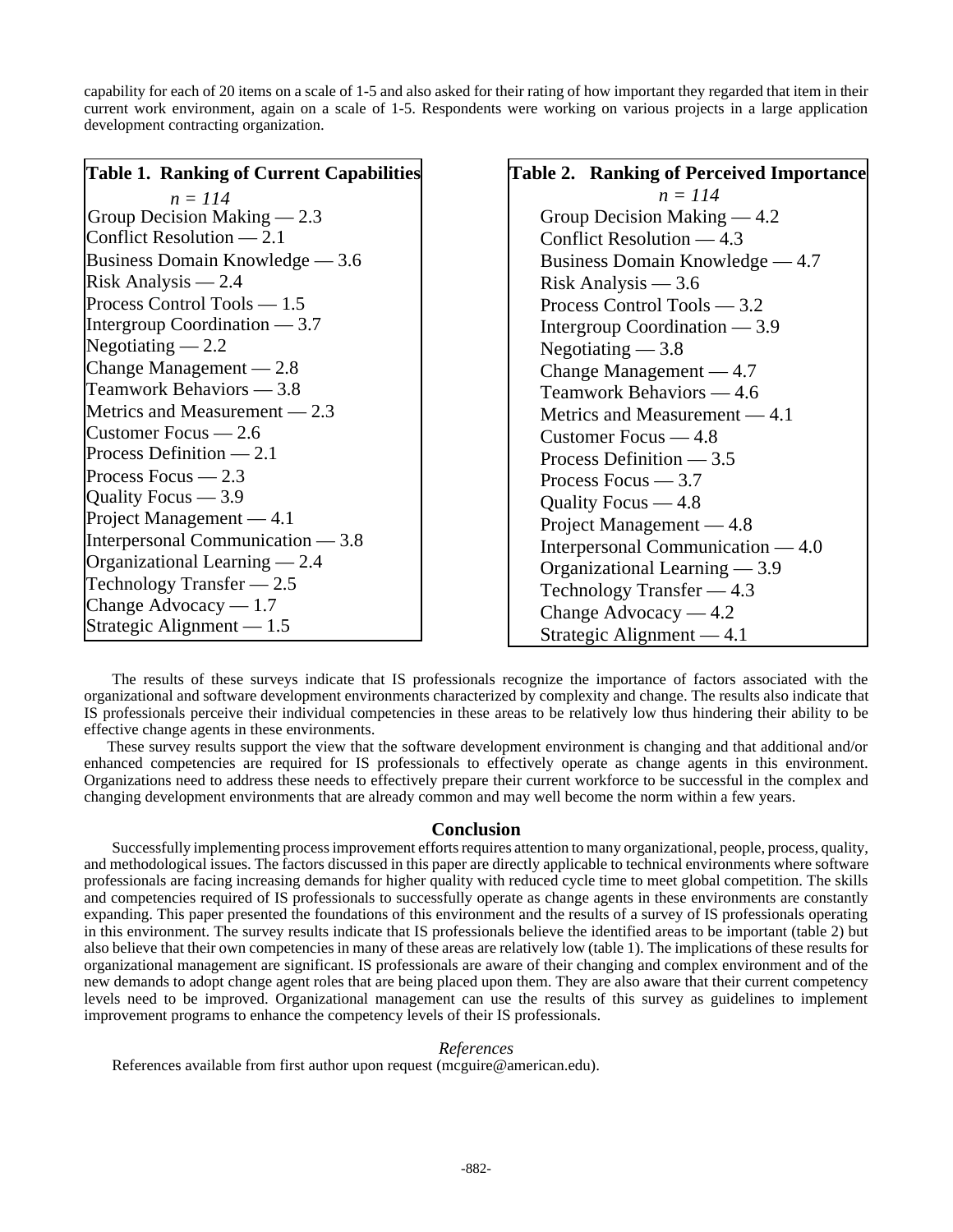capability for each of 20 items on a scale of 1-5 and also asked for their rating of how important they regarded that item in their current work environment, again on a scale of 1-5. Respondents were working on various projects in a large application development contracting organization.

**Table 1. Ranking of Current Capabilities**

*n = 114*

| | |
|---|---|
| Group Decision Making | 2.3 |
| Conflict Resolution | 2.1 |
| Business Domain Knowledge | 3.6 |
| Risk Analysis | 2.4 |
| Process Control Tools | 1.5 |
| Intergroup Coordination | 3.7 |
| Negotiating | 2.2 |
| Change Management | 2.8 |
| Teamwork Behaviors | 3.8 |
| Metrics and Measurement | 2.3 |
| Customer Focus | 2.6 |
| Process Definition | 2.1 |
| Process Focus | 2.3 |
| Quality Focus | 3.9 |
| Project Management | 4.1 |
| Interpersonal Communication | 3.8 |
| Organizational Learning | 2.4 |
| Technology Transfer | 2.5 |
| Change Advocacy | 1.7 |
| Strategic Alignment | 1.5 |

**Table 2. Ranking of Perceived Importance**

*n = 114*

| | |
|---|---|
| Group Decision Making | 4.2 |
| Conflict Resolution | 4.3 |
| Business Domain Knowledge | 4.7 |
| Risk Analysis | 3.6 |
| Process Control Tools | 3.2 |
| Intergroup Coordination | 3.9 |
| Negotiating | 3.8 |
| Change Management | 4.7 |
| Teamwork Behaviors | 4.6 |
| Metrics and Measurement | 4.1 |
| Customer Focus | 4.8 |
| Process Definition | 3.5 |
| Process Focus | 3.7 |
| Quality Focus | 4.8 |
| Project Management | 4.8 |
| Interpersonal Communication | 4.0 |
| Organizational Learning | 3.9 |
| Technology Transfer | 4.3 |
| Change Advocacy | 4.2 |
| Strategic Alignment | 4.1 |

The results of these surveys indicate that IS professionals recognize the importance of factors associated with the organizational and software development environments characterized by complexity and change. The results also indicate that IS professionals perceive their individual competencies in these areas to be relatively low thus hindering their ability to be effective change agents in these environments.

These survey results support the view that the software development environment is changing and that additional and/or enhanced competencies are required for IS professionals to effectively operate as change agents in this environment. Organizations need to address these needs to effectively prepare their current workforce to be successful in the complex and changing development environments that are already common and may well become the norm within a few years.

## Conclusion

Successfully implementing process improvement efforts requires attention to many organizational, people, process, quality, and methodological issues. The factors discussed in this paper are directly applicable to technical environments where software professionals are facing increasing demands for higher quality with reduced cycle time to meet global competition. The skills and competencies required of IS professionals to successfully operate as change agents in these environments are constantly expanding. This paper presented the foundations of this environment and the results of a survey of IS professionals operating in this environment. The survey results indicate that IS professionals believe the identified areas to be important (table 2) but also believe that their own competencies in many of these areas are relatively low (table 1). The implications of these results for organizational management are significant. IS professionals are aware of their changing and complex environment and of the new demands to adopt change agent roles that are being placed upon them. They are also aware that their current competency levels need to be improved. Organizational management can use the results of this survey as guidelines to implement improvement programs to enhance the competency levels of their IS professionals.

### *References*

References available from first author upon request (mcguire@american.edu).